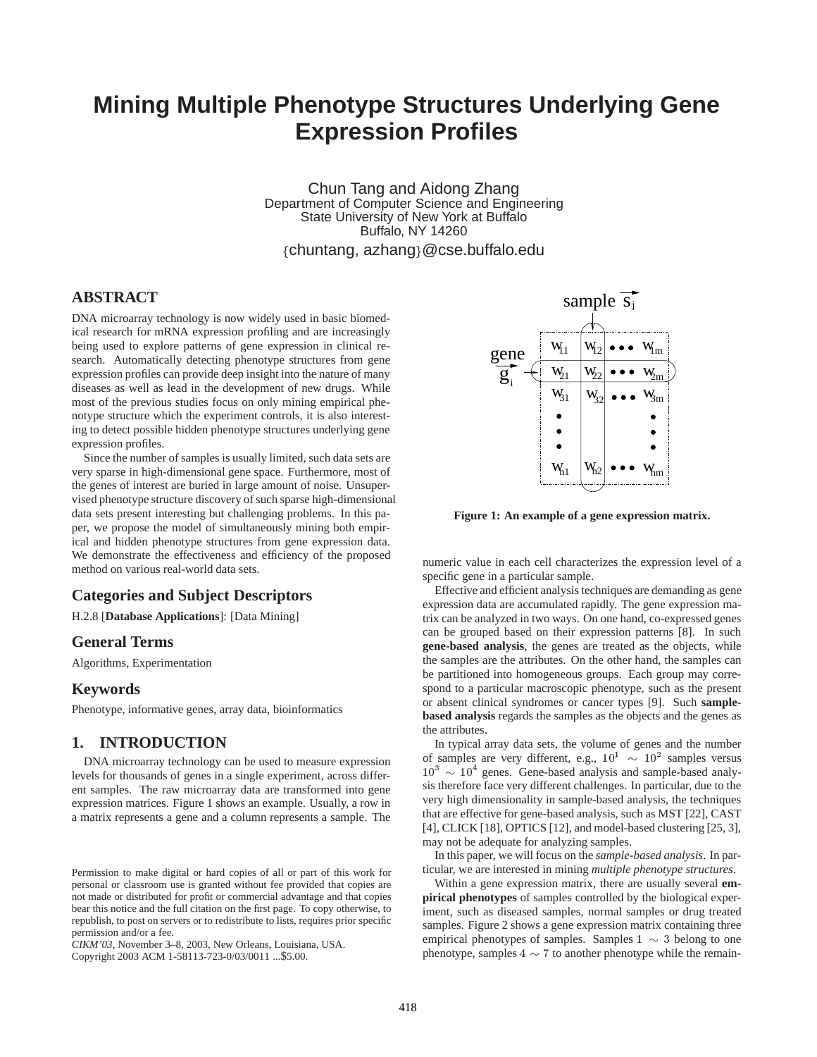# Mining Multiple Phenotype Structures Underlying Gene Expression Profiles

Chun Tang and Aidong Zhang
Department of Computer Science and Engineering
State University of New York at Buffalo
Buffalo, NY 14260
{chuntang, azhang}@cse.buffalo.edu

## ABSTRACT

DNA microarray technology is now widely used in basic biomedical research for mRNA expression profiling and are increasingly being used to explore patterns of gene expression in clinical research. Automatically detecting phenotype structures from gene expression profiles can provide deep insight into the nature of many diseases as well as lead in the development of new drugs. While most of the previous studies focus on only mining empirical phenotype structure which the experiment controls, it is also interesting to detect possible hidden phenotype structures underlying gene expression profiles.

Since the number of samples is usually limited, such data sets are very sparse in high-dimensional gene space. Furthermore, most of the genes of interest are buried in large amount of noise. Unsupervised phenotype structure discovery of such sparse high-dimensional data sets present interesting but challenging problems. In this paper, we propose the model of simultaneously mining both empirical and hidden phenotype structures from gene expression data. We demonstrate the effectiveness and efficiency of the proposed method on various real-world data sets.

## Categories and Subject Descriptors

H.2.8 [**Database Applications**]: [Data Mining]

## General Terms

Algorithms, Experimentation

## Keywords

Phenotype, informative genes, array data, bioinformatics

## 1. INTRODUCTION

DNA microarray technology can be used to measure expression levels for thousands of genes in a single experiment, across different samples. The raw microarray data are transformed into gene expression matrices. Figure 1 shows an example. Usually, a row in a matrix represents a gene and a column represents a sample. The numeric value in each cell characterizes the expression level of a specific gene in a particular sample.

Figure 1: An example of a gene expression matrix.

Effective and efficient analysis techniques are demanding as gene expression data are accumulated rapidly. The gene expression matrix can be analyzed in two ways. On one hand, co-expressed genes can be grouped based on their expression patterns [8]. In such **gene-based analysis**, the genes are treated as the objects, while the samples are the attributes. On the other hand, the samples can be partitioned into homogeneous groups. Each group may correspond to a particular macroscopic phenotype, such as the present or absent clinical syndromes or cancer types [9]. Such **sample-based analysis** regards the samples as the objects and the genes as the attributes.

In typical array data sets, the volume of genes and the number of samples are very different, e.g., $10^1 \sim 10^2$ samples versus $10^3 \sim 10^4$ genes. Gene-based analysis and sample-based analysis therefore face very different challenges. In particular, due to the very high dimensionality in sample-based analysis, the techniques that are effective for gene-based analysis, such as MST [22], CAST [4], CLICK [18], OPTICS [12], and model-based clustering [25, 3], may not be adequate for analyzing samples.

In this paper, we will focus on the *sample-based analysis*. In particular, we are interested in mining *multiple phenotype structures*.

Within a gene expression matrix, there are usually several **empirical phenotypes** of samples controlled by the biological experiment, such as diseased samples, normal samples or drug treated samples. Figure 2 shows a gene expression matrix containing three empirical phenotypes of samples. Samples $1 \sim 3$ belong to one phenotype, samples $4 \sim 7$ to another phenotype while the remain-

Permission to make digital or hard copies of all or part of this work for personal or classroom use is granted without fee provided that copies are not made or distributed for profit or commercial advantage and that copies bear this notice and the full citation on the first page. To copy otherwise, to republish, to post on servers or to redistribute to lists, requires prior specific permission and/or a fee.
*CIKM'03*, November 3–8, 2003, New Orleans, Louisiana, USA.
Copyright 2003 ACM 1-58113-723-0/03/0011 ...$5.00.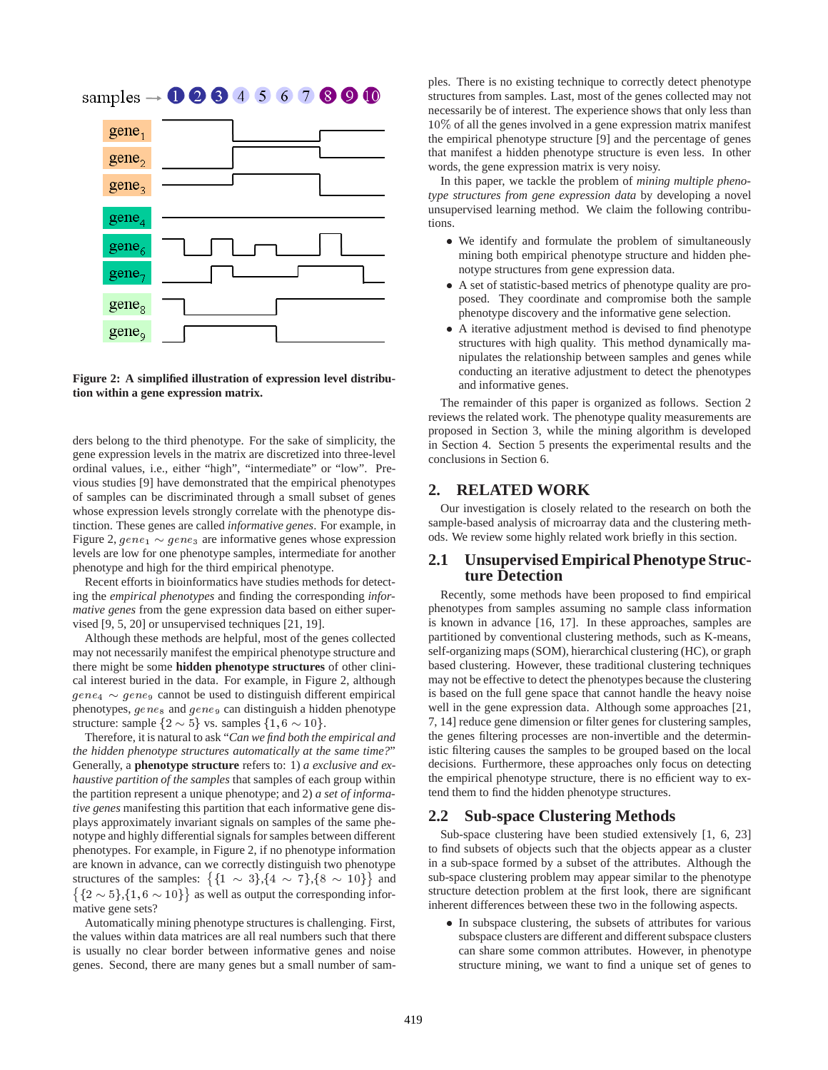**Figure 2: A simplified illustration of expression level distribution within a gene expression matrix.**

ders belong to the third phenotype. For the sake of simplicity, the gene expression levels in the matrix are discretized into three-level ordinal values, i.e., either "high", "intermediate" or "low". Previous studies [9] have demonstrated that the empirical phenotypes of samples can be discriminated through a small subset of genes whose expression levels strongly correlate with the phenotype distinction. These genes are called *informative genes*. For example, in Figure 2, $gene_1 \sim gene_3$ are informative genes whose expression levels are low for one phenotype samples, intermediate for another phenotype and high for the third empirical phenotype.

Recent efforts in bioinformatics have studies methods for detecting the *empirical phenotypes* and finding the corresponding *informative genes* from the gene expression data based on either supervised [9, 5, 20] or unsupervised techniques [21, 19].

Although these methods are helpful, most of the genes collected may not necessarily manifest the empirical phenotype structure and there might be some **hidden phenotype structures** of other clinical interest buried in the data. For example, in Figure 2, although $gene_4 \sim gene_9$ cannot be used to distinguish different empirical phenotypes, $gene_8$ and $gene_9$ can distinguish a hidden phenotype structure: sample $\{2 \sim 5\}$ vs. samples $\{1, 6 \sim 10\}$.

Therefore, it is natural to ask "*Can we find both the empirical and the hidden phenotype structures automatically at the same time?*" Generally, a **phenotype structure** refers to: 1) *a exclusive and exhaustive partition of the samples* that samples of each group within the partition represent a unique phenotype; and 2) *a set of informative genes* manifesting this partition that each informative gene displays approximately invariant signals on samples of the same phenotype and highly differential signals for samples between different phenotypes. For example, in Figure 2, if no phenotype information are known in advance, can we correctly distinguish two phenotype structures of the samples: $\{\{1 \sim 3\}, \{4 \sim 7\}, \{8 \sim 10\}\}$ and $\{\{2 \sim 5\}, \{1, 6 \sim 10\}\}$ as well as output the corresponding informative gene sets?

Automatically mining phenotype structures is challenging. First, the values within data matrices are all real numbers such that there is usually no clear border between informative genes and noise genes. Second, there are many genes but a small number of samples. There is no existing technique to correctly detect phenotype structures from samples. Last, most of the genes collected may not necessarily be of interest. The experience shows that only less than 10% of all the genes involved in a gene expression matrix manifest the empirical phenotype structure [9] and the percentage of genes that manifest a hidden phenotype structure is even less. In other words, the gene expression matrix is very noisy.

In this paper, we tackle the problem of *mining multiple phenotype structures from gene expression data* by developing a novel unsupervised learning method. We claim the following contributions.

- We identify and formulate the problem of simultaneously mining both empirical phenotype structure and hidden phenotype structures from gene expression data.
- A set of statistic-based metrics of phenotype quality are proposed. They coordinate and compromise both the sample phenotype discovery and the informative gene selection.
- A iterative adjustment method is devised to find phenotype structures with high quality. This method dynamically manipulates the relationship between samples and genes while conducting an iterative adjustment to detect the phenotypes and informative genes.

The remainder of this paper is organized as follows. Section 2 reviews the related work. The phenotype quality measurements are proposed in Section 3, while the mining algorithm is developed in Section 4. Section 5 presents the experimental results and the conclusions in Section 6.

## 2. RELATED WORK

Our investigation is closely related to the research on both the sample-based analysis of microarray data and the clustering methods. We review some highly related work briefly in this section.

### 2.1 Unsupervised Empirical Phenotype Structure Detection

Recently, some methods have been proposed to find empirical phenotypes from samples assuming no sample class information is known in advance [16, 17]. In these approaches, samples are partitioned by conventional clustering methods, such as K-means, self-organizing maps (SOM), hierarchical clustering (HC), or graph based clustering. However, these traditional clustering techniques may not be effective to detect the phenotypes because the clustering is based on the full gene space that cannot handle the heavy noise well in the gene expression data. Although some approaches [21, 7, 14] reduce gene dimension or filter genes for clustering samples, the genes filtering processes are non-invertible and the deterministic filtering causes the samples to be grouped based on the local decisions. Furthermore, these approaches only focus on detecting the empirical phenotype structure, there is no efficient way to extend them to find the hidden phenotype structures.

### 2.2 Sub-space Clustering Methods

Sub-space clustering have been studied extensively [1, 6, 23] to find subsets of objects such that the objects appear as a cluster in a sub-space formed by a subset of the attributes. Although the sub-space clustering problem may appear similar to the phenotype structure detection problem at the first look, there are significant inherent differences between these two in the following aspects.

- In subspace clustering, the subsets of attributes for various subspace clusters are different and different subspace clusters can share some common attributes. However, in phenotype structure mining, we want to find a unique set of genes to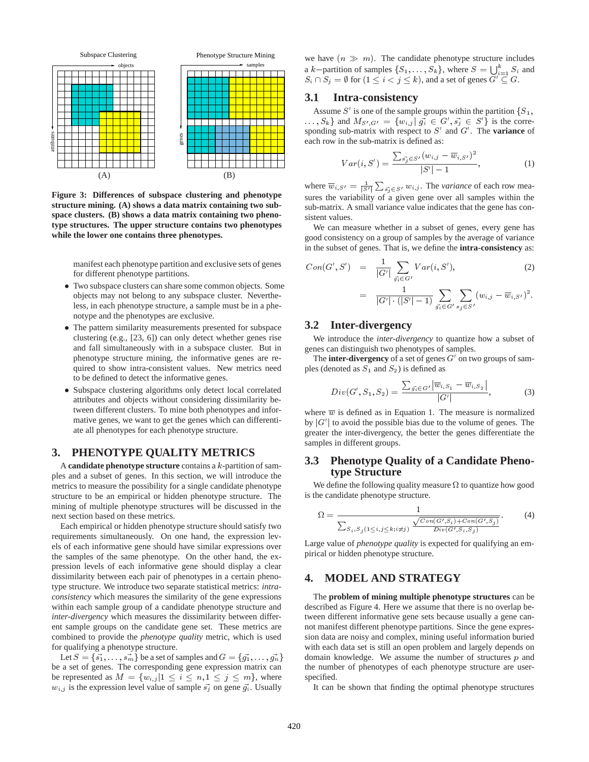Subspace Clustering

objects

attributes

(A)

Phenotype Structure Mining

samples

genes

(B)

**Figure 3: Differences of subspace clustering and phenotype structure mining. (A) shows a data matrix containing two subspace clusters. (B) shows a data matrix containing two phenotype structures. The upper structure contains two phenotypes while the lower one contains three phenotypes.**

manifest each phenotype partition and exclusive sets of genes for different phenotype partitions.

- Two subspace clusters can share some common objects. Some objects may not belong to any subspace cluster. Nevertheless, in each phenotype structure, a sample must be in a phenotype and the phenotypes are exclusive.
- The pattern similarity measurements presented for subspace clustering (e.g., [23, 6]) can only detect whether genes rise and fall simultaneously with in a subspace cluster. But in phenotype structure mining, the informative genes are required to show intra-consistent values. New metrics need to be defined to detect the informative genes.
- Subspace clustering algorithms only detect local correlated attributes and objects without considering dissimilarity between different clusters. To mine both phenotypes and informative genes, we want to get the genes which can differentiate all phenotypes for each phenotype structure.

## 3. PHENOTYPE QUALITY METRICS

A **candidate phenotype structure** contains a $k$-partition of samples and a subset of genes. In this section, we will introduce the metrics to measure the possibility for a single candidate phenotype structure to be an empirical or hidden phenotype structure. The mining of multiple phenotype structures will be discussed in the next section based on these metrics.

Each empirical or hidden phenotype structure should satisfy two requirements simultaneously. On one hand, the expression levels of each informative gene should have similar expressions over the samples of the same phenotype. On the other hand, the expression levels of each informative gene should display a clear dissimilarity between each pair of phenotypes in a certain phenotype structure. We introduce two separate statistical metrics: *intra-consistency* which measures the similarity of the gene expressions within each sample group of a candidate phenotype structure and *inter-divergency* which measures the dissimilarity between different sample groups on the candidate gene set. These metrics are combined to provide the *phenotype quality* metric, which is used for qualifying a phenotype structure.

Let $S = \{\vec{s_1}, \ldots, \vec{s_m}\}$ be a set of samples and $G = \{\vec{g_1}, \ldots, \vec{g_n}\}$ be a set of genes. The corresponding gene expression matrix can be represented as $M = \{w_{i,j} | 1 \leq i \leq n, 1 \leq j \leq m\}$, where $w_{i,j}$ is the expression level value of sample $\vec{s_j}$ on gene $\vec{g_i}$. Usually we have $(n \gg m)$. The candidate phenotype structure includes a $k-$partition of samples $\{S_1, \ldots, S_k\}$, where $S = \bigcup_{i=1}^{k} S_i$ and $S_i \cap S_j = \emptyset$ for $(1 \leq i < j \leq k)$, and a set of genes $G' \subseteq G$.

### 3.1 Intra-consistency

Assume $S'$ is one of the sample groups within the partition $\{S_1, \ldots, S_k\}$ and $M_{S',G'} = \{w_{i,j} | \vec{g_i} \in G', \vec{s_j} \in S'\}$ is the corresponding sub-matrix with respect to $S'$ and $G'$. The **variance** of each row in the sub-matrix is defined as:

$$Var(i, S') = \frac{\sum_{\vec{s_j} \in S'} (w_{i,j} - \overline{w}_{i,S'})^2}{|S'| - 1}, \tag{1}$$

where $\overline{w}_{i,S'} = \frac{1}{|S'|} \sum_{\vec{s_j} \in S'} w_{i,j}$. The *variance* of each row measures the variability of a given gene over all samples within the sub-matrix. A small variance value indicates that the gene has consistent values.

We can measure whether in a subset of genes, every gene has good consistency on a group of samples by the average of variance in the subset of genes. That is, we define the **intra-consistency** as:

$$\begin{aligned} Con(G', S') &= \frac{1}{|G'|} \sum_{\vec{g_i} \in G'} Var(i, S'), \qquad (2) \\ &= \frac{1}{|G'| \cdot (|S'| - 1)} \sum_{\vec{g_i} \in G'} \sum_{s_j \in S'} (w_{i,j} - \overline{w}_{i,S'})^2. \end{aligned}$$

### 3.2 Inter-divergency

We introduce the *inter-divergency* to quantize how a subset of genes can distinguish two phenotypes of samples.

The **inter-divergency** of a set of genes $G'$ on two groups of samples (denoted as $S_1$ and $S_2$) is defined as

$$Div(G', S_1, S_2) = \frac{\sum_{\vec{g_i} \in G'} |\overline{w}_{i,S_1} - \overline{w}_{i,S_2}|}{|G'|}, \tag{3}$$

where $\overline{w}$ is defined as in Equation 1. The measure is normalized by $|G'|$ to avoid the possible bias due to the volume of genes. The greater the inter-divergency, the better the genes differentiate the samples in different groups.

### 3.3 Phenotype Quality of a Candidate Phenotype Structure

We define the following quality measure $\Omega$ to quantize how good is the candidate phenotype structure.

$$\Omega = \frac{1}{\sum_{S_i, S_j (1 \leq i, j \leq k; i \neq j)} \frac{\sqrt{Con(G', S_i) + Con(G', S_j)}}{Div(G', S_i, S_j)}}. \tag{4}$$

Large value of *phenotype quality* is expected for qualifying an empirical or hidden phenotype structure.

## 4. MODEL AND STRATEGY

The **problem of mining multiple phenotype structures** can be described as Figure 4. Here we assume that there is no overlap between different informative gene sets because usually a gene cannot manifest different phenotype partitions. Since the gene expression data are noisy and complex, mining useful information buried with each data set is still an open problem and largely depends on domain knowledge. We assume the number of structures $p$ and the number of phenotypes of each phenotype structure are user-specified.

It can be shown that finding the optimal phenotype structures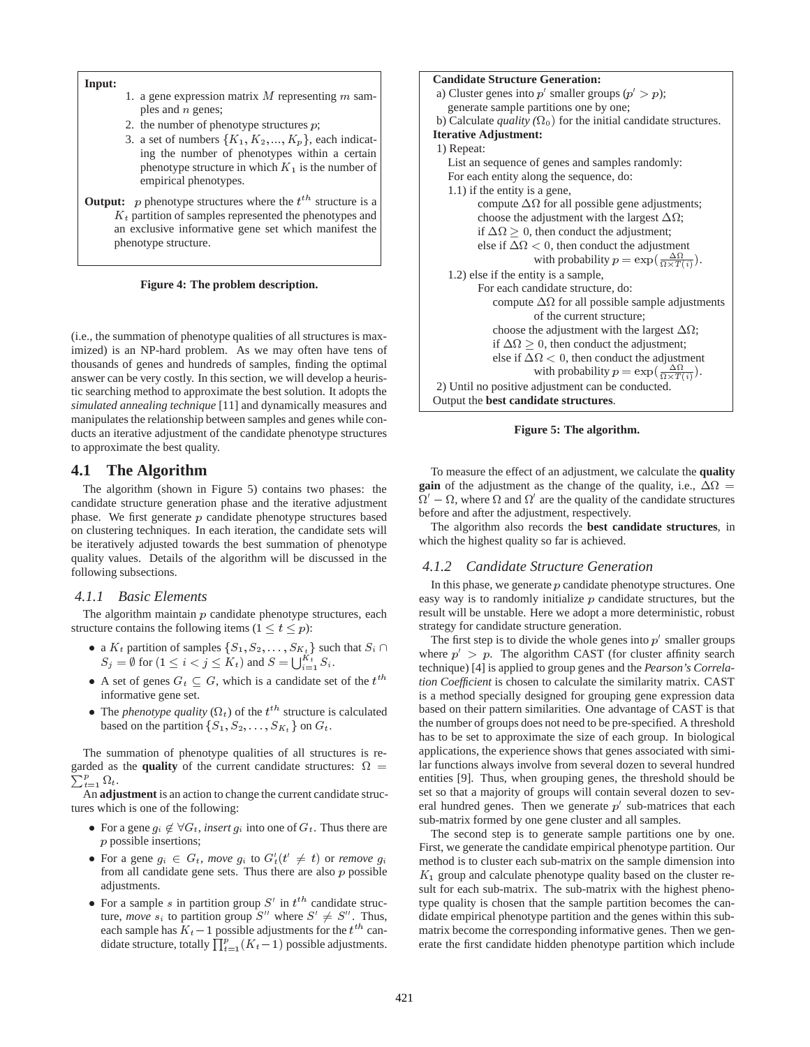**Input:**

1. a gene expression matrix $M$ representing $m$ samples and $n$ genes;
2. the number of phenotype structures $p$;
3. a set of numbers $\{K_1, K_2, ..., K_p\}$, each indicating the number of phenotypes within a certain phenotype structure in which $K_1$ is the number of empirical phenotypes.

**Output:** $p$ phenotype structures where the $t^{th}$ structure is a $K_t$ partition of samples represented the phenotypes and an exclusive informative gene set which manifest the phenotype structure.

**Figure 4: The problem description.**

(i.e., the summation of phenotype qualities of all structures is maximized) is an NP-hard problem. As we may often have tens of thousands of genes and hundreds of samples, finding the optimal answer can be very costly. In this section, we will develop a heuristic searching method to approximate the best solution. It adopts the *simulated annealing technique* [11] and dynamically measures and manipulates the relationship between samples and genes while conducts an iterative adjustment of the candidate phenotype structures to approximate the best quality.

## 4.1 The Algorithm

The algorithm (shown in Figure 5) contains two phases: the candidate structure generation phase and the iterative adjustment phase. We first generate $p$ candidate phenotype structures based on clustering techniques. In each iteration, the candidate sets will be iteratively adjusted towards the best summation of phenotype quality values. Details of the algorithm will be discussed in the following subsections.

### 4.1.1 Basic Elements

The algorithm maintain $p$ candidate phenotype structures, each structure contains the following items ($1 \leq t \leq p$):

- a $K_t$ partition of samples $\{S_1, S_2, \ldots, S_{K_t}\}$ such that $S_i \cap S_j = \emptyset$ for $(1 \leq i < j \leq K_t)$ and $S = \bigcup_{i=1}^{K_t} S_i$.
- A set of genes $G_t \subseteq G$, which is a candidate set of the $t^{th}$ informative gene set.
- The *phenotype quality* ($\Omega_t$) of the $t^{th}$ structure is calculated based on the partition $\{S_1, S_2, \ldots, S_{K_t}\}$ on $G_t$.

The summation of phenotype qualities of all structures is regarded as the **quality** of the current candidate structures: $\Omega = \sum_{t=1}^{p} \Omega_t$.

An **adjustment** is an action to change the current candidate structures which is one of the following:

- For a gene $g_i \notin \forall G_t$, *insert* $g_i$ into one of $G_t$. Thus there are $p$ possible insertions;
- For a gene $g_i \in G_t$, *move* $g_i$ to $G_t'(t' \neq t)$ or *remove* $g_i$ from all candidate gene sets. Thus there are also $p$ possible adjustments.
- For a sample $s$ in partition group $S'$ in $t^{th}$ candidate structure, *move* $s_i$ to partition group $S''$ where $S' \neq S''$. Thus, each sample has $K_t - 1$ possible adjustments for the $t^{th}$ candidate structure, totally $\prod_{t=1}^{p}(K_t - 1)$ possible adjustments.

**Candidate Structure Generation:**
a) Cluster genes into $p'$ smaller groups ($p' > p$);
generate sample partitions one by one;
b) Calculate *quality* ($\Omega_0$) for the initial candidate structures.
**Iterative Adjustment:**
1) Repeat:
List an sequence of genes and samples randomly:
For each entity along the sequence, do:
1.1) if the entity is a gene,
compute $\Delta\Omega$ for all possible gene adjustments;
choose the adjustment with the largest $\Delta\Omega$;
if $\Delta\Omega \geq 0$, then conduct the adjustment;
else if $\Delta\Omega < 0$, then conduct the adjustment
with probability $p = \exp(\frac{\Delta\Omega}{\Omega \times T(i)})$.
1.2) else if the entity is a sample,
For each candidate structure, do:
compute $\Delta\Omega$ for all possible sample adjustments
of the current structure;
choose the adjustment with the largest $\Delta\Omega$;
if $\Delta\Omega \geq 0$, then conduct the adjustment;
else if $\Delta\Omega < 0$, then conduct the adjustment
with probability $p = \exp(\frac{\Delta\Omega}{\Omega \times T(i)})$.
2) Until no positive adjustment can be conducted.
Output the **best candidate structures**.

**Figure 5: The algorithm.**

To measure the effect of an adjustment, we calculate the **quality gain** of the adjustment as the change of the quality, i.e., $\Delta\Omega = \Omega' - \Omega$, where $\Omega$ and $\Omega'$ are the quality of the candidate structures before and after the adjustment, respectively.

The algorithm also records the **best candidate structures**, in which the highest quality so far is achieved.

### 4.1.2 Candidate Structure Generation

In this phase, we generate $p$ candidate phenotype structures. One easy way is to randomly initialize $p$ candidate structures, but the result will be unstable. Here we adopt a more deterministic, robust strategy for candidate structure generation.

The first step is to divide the whole genes into $p'$ smaller groups where $p' > p$. The algorithm CAST (for cluster affinity search technique) [4] is applied to group genes and the *Pearson's Correlation Coefficient* is chosen to calculate the similarity matrix. CAST is a method specially designed for grouping gene expression data based on their pattern similarities. One advantage of CAST is that the number of groups does not need to be pre-specified. A threshold has to be set to approximate the size of each group. In biological applications, the experience shows that genes associated with similar functions always involve from several dozen to several hundred entities [9]. Thus, when grouping genes, the threshold should be set so that a majority of groups will contain several dozen to several hundred genes. Then we generate $p'$ sub-matrices that each sub-matrix formed by one gene cluster and all samples.

The second step is to generate sample partitions one by one. First, we generate the candidate empirical phenotype partition. Our method is to cluster each sub-matrix on the sample dimension into $K_1$ group and calculate phenotype quality based on the cluster result for each sub-matrix. The sub-matrix with the highest phenotype quality is chosen that the sample partition becomes the candidate empirical phenotype partition and the genes within this sub-matrix become the corresponding informative genes. Then we generate the first candidate hidden phenotype partition which include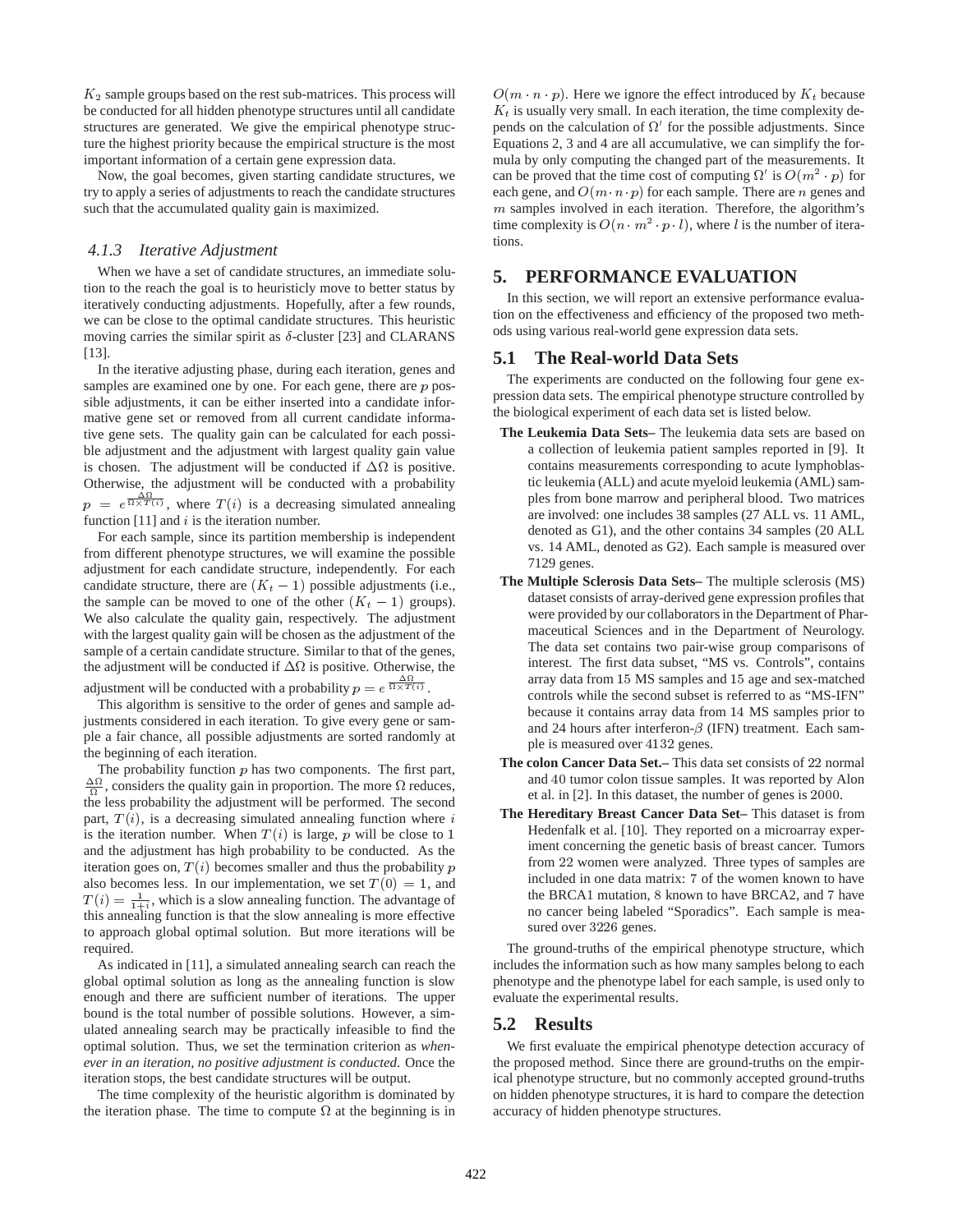$K_2$ sample groups based on the rest sub-matrices. This process will be conducted for all hidden phenotype structures until all candidate structures are generated. We give the empirical phenotype structure the highest priority because the empirical structure is the most important information of a certain gene expression data.

Now, the goal becomes, given starting candidate structures, we try to apply a series of adjustments to reach the candidate structures such that the accumulated quality gain is maximized.

### 4.1.3 Iterative Adjustment

When we have a set of candidate structures, an immediate solution to the reach the goal is to heuristicly move to better status by iteratively conducting adjustments. Hopefully, after a few rounds, we can be close to the optimal candidate structures. This heuristic moving carries the similar spirit as $\delta$-cluster [23] and CLARANS [13].

In the iterative adjusting phase, during each iteration, genes and samples are examined one by one. For each gene, there are $p$ possible adjustments, it can be either inserted into a candidate informative gene set or removed from all current candidate informative gene sets. The quality gain can be calculated for each possible adjustment and the adjustment with largest quality gain value is chosen. The adjustment will be conducted if $\Delta\Omega$ is positive. Otherwise, the adjustment will be conducted with a probability $p = e^{\frac{\Delta\Omega}{\Omega \times T(i)}}$, where $T(i)$ is a decreasing simulated annealing function [11] and $i$ is the iteration number.

For each sample, since its partition membership is independent from different phenotype structures, we will examine the possible adjustment for each candidate structure, independently. For each candidate structure, there are $(K_t - 1)$ possible adjustments (i.e., the sample can be moved to one of the other $(K_t - 1)$ groups). We also calculate the quality gain, respectively. The adjustment with the largest quality gain will be chosen as the adjustment of the sample of a certain candidate structure. Similar to that of the genes, the adjustment will be conducted if $\Delta\Omega$ is positive. Otherwise, the adjustment will be conducted with a probability $p = e^{\frac{\Delta\Omega}{\Omega \times T(i)}}$.

This algorithm is sensitive to the order of genes and sample adjustments considered in each iteration. To give every gene or sample a fair chance, all possible adjustments are sorted randomly at the beginning of each iteration.

The probability function $p$ has two components. The first part, $\frac{\Delta\Omega}{\Omega}$, considers the quality gain in proportion. The more $\Omega$ reduces, the less probability the adjustment will be performed. The second part, $T(i)$, is a decreasing simulated annealing function where $i$ is the iteration number. When $T(i)$ is large, $p$ will be close to 1 and the adjustment has high probability to be conducted. As the iteration goes on, $T(i)$ becomes smaller and thus the probability $p$ also becomes less. In our implementation, we set $T(0) = 1$, and $T(i) = \frac{1}{1+i}$, which is a slow annealing function. The advantage of this annealing function is that the slow annealing is more effective to approach global optimal solution. But more iterations will be required.

As indicated in [11], a simulated annealing search can reach the global optimal solution as long as the annealing function is slow enough and there are sufficient number of iterations. The upper bound is the total number of possible solutions. However, a simulated annealing search may be practically infeasible to find the optimal solution. Thus, we set the termination criterion as *whenever in an iteration, no positive adjustment is conducted*. Once the iteration stops, the best candidate structures will be output.

The time complexity of the heuristic algorithm is dominated by the iteration phase. The time to compute $\Omega$ at the beginning is in $O(m \cdot n \cdot p)$. Here we ignore the effect introduced by $K_t$ because $K_t$ is usually very small. In each iteration, the time complexity depends on the calculation of $\Omega'$ for the possible adjustments. Since Equations 2, 3 and 4 are all accumulative, we can simplify the formula by only computing the changed part of the measurements. It can be proved that the time cost of computing $\Omega'$ is $O(m^2 \cdot p)$ for each gene, and $O(m \cdot n \cdot p)$ for each sample. There are $n$ genes and $m$ samples involved in each iteration. Therefore, the algorithm's time complexity is $O(n \cdot m^2 \cdot p \cdot l)$, where $l$ is the number of iterations.

## 5. PERFORMANCE EVALUATION

In this section, we will report an extensive performance evaluation on the effectiveness and efficiency of the proposed two methods using various real-world gene expression data sets.

## 5.1 The Real-world Data Sets

The experiments are conducted on the following four gene expression data sets. The empirical phenotype structure controlled by the biological experiment of each data set is listed below.

- **The Leukemia Data Sets–** The leukemia data sets are based on a collection of leukemia patient samples reported in [9]. It contains measurements corresponding to acute lymphoblastic leukemia (ALL) and acute myeloid leukemia (AML) samples from bone marrow and peripheral blood. Two matrices are involved: one includes 38 samples (27 ALL vs. 11 AML, denoted as G1), and the other contains 34 samples (20 ALL vs. 14 AML, denoted as G2). Each sample is measured over 7129 genes.
- **The Multiple Sclerosis Data Sets–** The multiple sclerosis (MS) dataset consists of array-derived gene expression profiles that were provided by our collaborators in the Department of Pharmaceutical Sciences and in the Department of Neurology. The data set contains two pair-wise group comparisons of interest. The first data subset, "MS vs. Controls", contains array data from 15 MS samples and 15 age and sex-matched controls while the second subset is referred to as "MS-IFN" because it contains array data from 14 MS samples prior to and 24 hours after interferon-$\beta$ (IFN) treatment. Each sample is measured over 4132 genes.
- **The colon Cancer Data Set.–** This data set consists of 22 normal and 40 tumor colon tissue samples. It was reported by Alon et al. in [2]. In this dataset, the number of genes is 2000.
- **The Hereditary Breast Cancer Data Set–** This dataset is from Hedenfalk et al. [10]. They reported on a microarray experiment concerning the genetic basis of breast cancer. Tumors from 22 women were analyzed. Three types of samples are included in one data matrix: 7 of the women known to have the BRCA1 mutation, 8 known to have BRCA2, and 7 have no cancer being labeled "Sporadics". Each sample is measured over 3226 genes.

The ground-truths of the empirical phenotype structure, which includes the information such as how many samples belong to each phenotype and the phenotype label for each sample, is used only to evaluate the experimental results.

## 5.2 Results

We first evaluate the empirical phenotype detection accuracy of the proposed method. Since there are ground-truths on the empirical phenotype structure, but no commonly accepted ground-truths on hidden phenotype structures, it is hard to compare the detection accuracy of hidden phenotype structures.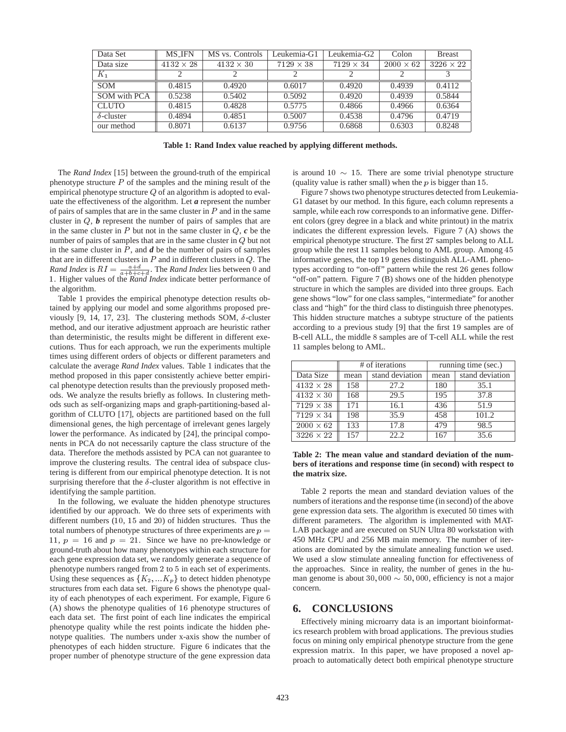| Data Set | MS_IFN | MS vs. Controls | Leukemia-G1 | Leukemia-G2 | Colon | Breast |
|---|---|---|---|---|---|---|
| Data size | $4132 \times 28$ | $4132 \times 30$ | $7129 \times 38$ | $7129 \times 34$ | $2000 \times 62$ | $3226 \times 22$ |
| $K_1$ | 2 | 2 | 2 | 2 | 2 | 3 |
| SOM | 0.4815 | 0.4920 | 0.6017 | 0.4920 | 0.4939 | 0.4112 |
| SOM with PCA | 0.5238 | 0.5402 | 0.5092 | 0.4920 | 0.4939 | 0.5844 |
| CLUTO | 0.4815 | 0.4828 | 0.5775 | 0.4866 | 0.4966 | 0.6364 |
| $\delta$-cluster | 0.4894 | 0.4851 | 0.5007 | 0.4538 | 0.4796 | 0.4719 |
| our method | 0.8071 | 0.6137 | 0.9756 | 0.6868 | 0.6303 | 0.8248 |

**Table 1: Rand Index value reached by applying different methods.**

The *Rand Index* [15] between the ground-truth of the empirical phenotype structure $P$ of the samples and the mining result of the empirical phenotype structure $Q$ of an algorithm is adopted to evaluate the effectiveness of the algorithm. Let ***a*** represent the number of pairs of samples that are in the same cluster in $P$ and in the same cluster in $Q$, ***b*** represent the number of pairs of samples that are in the same cluster in $P$ but not in the same cluster in $Q$, ***c*** be the number of pairs of samples that are in the same cluster in $Q$ but not in the same cluster in $P$, and ***d*** be the number of pairs of samples that are in different clusters in $P$ and in different clusters in $Q$. The *Rand Index* is $RI = \frac{a+d}{a+b+c+d}$. The *Rand Index* lies between 0 and 1. Higher values of the *Rand Index* indicate better performance of the algorithm.

Table 1 provides the empirical phenotype detection results obtained by applying our model and some algorithms proposed previously [9, 14, 17, 23]. The clustering methods SOM, $\delta$-cluster method, and our iterative adjustment approach are heuristic rather than deterministic, the results might be different in different executions. Thus for each approach, we run the experiments multiple times using different orders of objects or different parameters and calculate the average *Rand Index* values. Table 1 indicates that the method proposed in this paper consistently achieve better empirical phenotype detection results than the previously proposed methods. We analyze the results briefly as follows. In clustering methods such as self-organizing maps and graph-partitioning-based algorithm of CLUTO [17], objects are partitioned based on the full dimensional genes, the high percentage of irrelevant genes largely lower the performance. As indicated by [24], the principal components in PCA do not necessarily capture the class structure of the data. Therefore the methods assisted by PCA can not guarantee to improve the clustering results. The central idea of subspace clustering is different from our empirical phenotype detection. It is not surprising therefore that the $\delta$-cluster algorithm is not effective in identifying the sample partition.

In the following, we evaluate the hidden phenotype structures identified by our approach. We do three sets of experiments with different numbers (10, 15 and 20) of hidden structures. Thus the total numbers of phenotype structures of three experiments are $p = 11$, $p = 16$ and $p = 21$. Since we have no pre-knowledge or ground-truth about how many phenotypes within each structure for each gene expression data set, we randomly generate a sequence of phenotype numbers ranged from 2 to 5 in each set of experiments. Using these sequences as $\{K_2, ...K_p\}$ to detect hidden phenotype structures from each data set. Figure 6 shows the phenotype quality of each phenotypes of each experiment. For example, Figure 6 (A) shows the phenotype qualities of 16 phenotype structures of each data set. The first point of each line indicates the empirical phenotype quality while the rest points indicate the hidden phenotype qualities. The numbers under x-axis show the number of phenotypes of each hidden structure. Figure 6 indicates that the proper number of phenotype structure of the gene expression data is around $10 \sim 15$. There are some trivial phenotype structure (quality value is rather small) when the $p$ is bigger than 15.

Figure 7 shows two phenotype structures detected from Leukemia-G1 dataset by our method. In this figure, each column represents a sample, while each row corresponds to an informative gene. Different colors (grey degree in a black and white printout) in the matrix indicates the different expression levels. Figure 7 (A) shows the empirical phenotype structure. The first 27 samples belong to ALL group while the rest 11 samples belong to AML group. Among 45 informative genes, the top 19 genes distinguish ALL-AML phenotypes according to "on-off" pattern while the rest 26 genes follow "off-on" pattern. Figure 7 (B) shows one of the hidden phenotype structure in which the samples are divided into three groups. Each gene shows "low" for one class samples, "intermediate" for another class and "high" for the third class to distinguish three phenotypes. This hidden structure matches a subtype structure of the patients according to a previous study [9] that the first 19 samples are of B-cell ALL, the middle 8 samples are of T-cell ALL while the rest 11 samples belong to AML.

| | # of iterations | | running time (sec.) | |
|---|---|---|---|---|
| Data Size | mean | stand deviation | mean | stand deviation |
| $4132 \times 28$ | 158 | 27.2 | 180 | 35.1 |
| $4132 \times 30$ | 168 | 29.5 | 195 | 37.8 |
| $7129 \times 38$ | 171 | 16.1 | 436 | 51.9 |
| $7129 \times 34$ | 198 | 35.9 | 458 | 101.2 |
| $2000 \times 62$ | 133 | 17.8 | 479 | 98.5 |
| $3226 \times 22$ | 157 | 22.2 | 167 | 35.6 |

**Table 2: The mean value and standard deviation of the numbers of iterations and response time (in second) with respect to the matrix size.**

Table 2 reports the mean and standard deviation values of the numbers of iterations and the response time (in second) of the above gene expression data sets. The algorithm is executed 50 times with different parameters. The algorithm is implemented with MATLAB package and are executed on SUN Ultra 80 workstation with 450 MHz CPU and 256 MB main memory. The number of iterations are dominated by the simulate annealing function we used. We used a slow stimulate annealing function for effectiveness of the approaches. Since in reality, the number of genes in the human genome is about $30,000 \sim 50,000$, efficiency is not a major concern.

## 6. CONCLUSIONS

Effectively mining microarry data is an important bioinformatics research problem with broad applications. The previous studies focus on mining only empirical phenotype structure from the gene expression matrix. In this paper, we have proposed a novel approach to automatically detect both empirical phenotype structure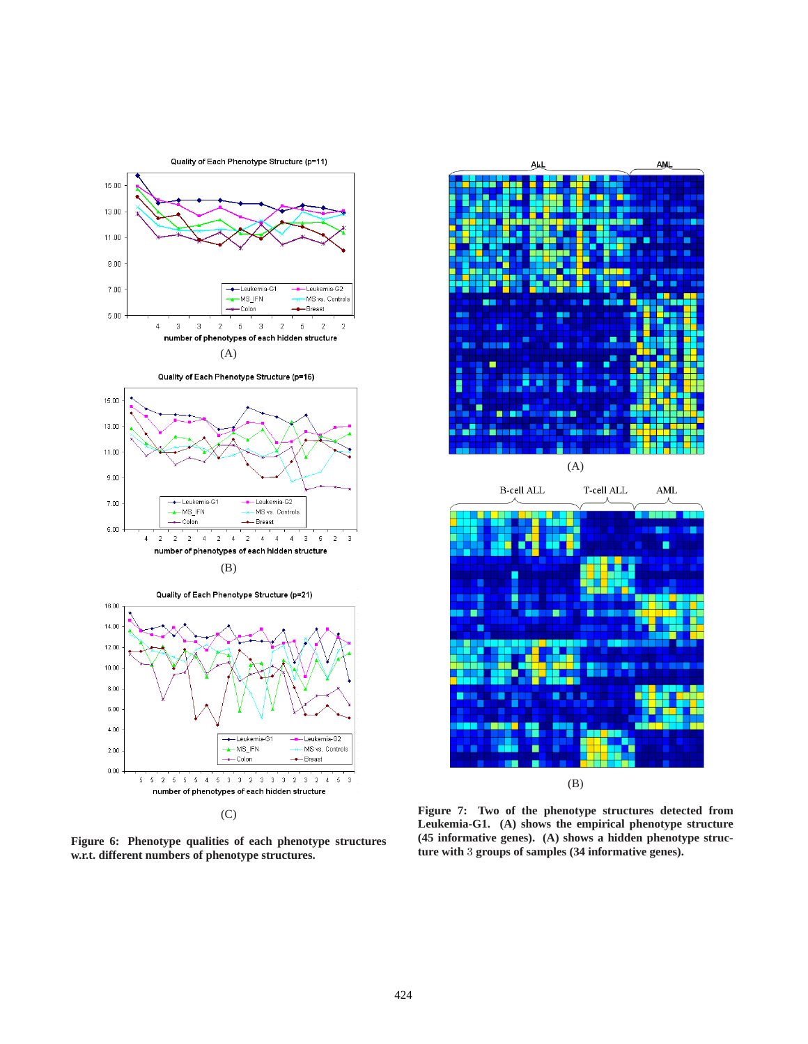Figure 6: Phenotype qualities of each phenotype structures w.r.t. different numbers of phenotype structures.

Figure 7: Two of the phenotype structures detected from Leukemia-G1. (A) shows the empirical phenotype structure (45 informative genes). (A) shows a hidden phenotype structure with 3 groups of samples (34 informative genes).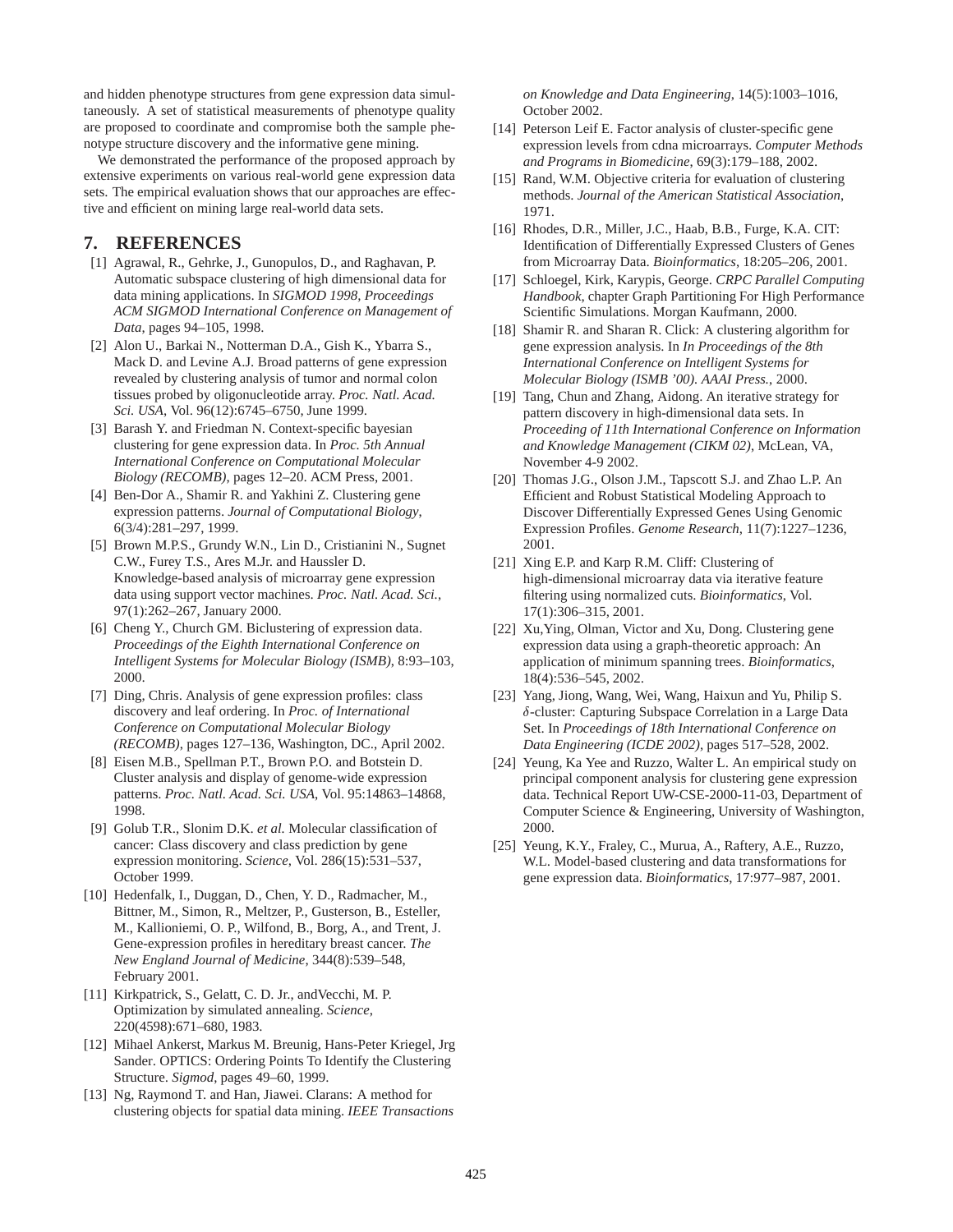and hidden phenotype structures from gene expression data simultaneously. A set of statistical measurements of phenotype quality are proposed to coordinate and compromise both the sample phenotype structure discovery and the informative gene mining.

We demonstrated the performance of the proposed approach by extensive experiments on various real-world gene expression data sets. The empirical evaluation shows that our approaches are effective and efficient on mining large real-world data sets.

## 7. REFERENCES

[1] Agrawal, R., Gehrke, J., Gunopulos, D., and Raghavan, P. Automatic subspace clustering of high dimensional data for data mining applications. In *SIGMOD 1998, Proceedings ACM SIGMOD International Conference on Management of Data*, pages 94–105, 1998.

[2] Alon U., Barkai N., Notterman D.A., Gish K., Ybarra S., Mack D. and Levine A.J. Broad patterns of gene expression revealed by clustering analysis of tumor and normal colon tissues probed by oligonucleotide array. *Proc. Natl. Acad. Sci. USA*, Vol. 96(12):6745–6750, June 1999.

[3] Barash Y. and Friedman N. Context-specific bayesian clustering for gene expression data. In *Proc. 5th Annual International Conference on Computational Molecular Biology (RECOMB)*, pages 12–20. ACM Press, 2001.

[4] Ben-Dor A., Shamir R. and Yakhini Z. Clustering gene expression patterns. *Journal of Computational Biology*, 6(3/4):281–297, 1999.

[5] Brown M.P.S., Grundy W.N., Lin D., Cristianini N., Sugnet C.W., Furey T.S., Ares M.Jr. and Haussler D. Knowledge-based analysis of microarray gene expression data using support vector machines. *Proc. Natl. Acad. Sci.*, 97(1):262–267, January 2000.

[6] Cheng Y., Church GM. Biclustering of expression data. *Proceedings of the Eighth International Conference on Intelligent Systems for Molecular Biology (ISMB)*, 8:93–103, 2000.

[7] Ding, Chris. Analysis of gene expression profiles: class discovery and leaf ordering. In *Proc. of International Conference on Computational Molecular Biology (RECOMB)*, pages 127–136, Washington, DC., April 2002.

[8] Eisen M.B., Spellman P.T., Brown P.O. and Botstein D. Cluster analysis and display of genome-wide expression patterns. *Proc. Natl. Acad. Sci. USA*, Vol. 95:14863–14868, 1998.

[9] Golub T.R., Slonim D.K. *et al.* Molecular classification of cancer: Class discovery and class prediction by gene expression monitoring. *Science*, Vol. 286(15):531–537, October 1999.

[10] Hedenfalk, I., Duggan, D., Chen, Y. D., Radmacher, M., Bittner, M., Simon, R., Meltzer, P., Gusterson, B., Esteller, M., Kallioniemi, O. P., Wilfond, B., Borg, A., and Trent, J. Gene-expression profiles in hereditary breast cancer. *The New England Journal of Medicine*, 344(8):539–548, February 2001.

[11] Kirkpatrick, S., Gelatt, C. D. Jr., andVecchi, M. P. Optimization by simulated annealing. *Science*, 220(4598):671–680, 1983.

[12] Mihael Ankerst, Markus M. Breunig, Hans-Peter Kriegel, Jrg Sander. OPTICS: Ordering Points To Identify the Clustering Structure. *Sigmod*, pages 49–60, 1999.

[13] Ng, Raymond T. and Han, Jiawei. Clarans: A method for clustering objects for spatial data mining. *IEEE Transactions on Knowledge and Data Engineering*, 14(5):1003–1016, October 2002.

[14] Peterson Leif E. Factor analysis of cluster-specific gene expression levels from cdna microarrays. *Computer Methods and Programs in Biomedicine*, 69(3):179–188, 2002.

[15] Rand, W.M. Objective criteria for evaluation of clustering methods. *Journal of the American Statistical Association*, 1971.

[16] Rhodes, D.R., Miller, J.C., Haab, B.B., Furge, K.A. CIT: Identification of Differentially Expressed Clusters of Genes from Microarray Data. *Bioinformatics*, 18:205–206, 2001.

[17] Schloegel, Kirk, Karypis, George. *CRPC Parallel Computing Handbook*, chapter Graph Partitioning For High Performance Scientific Simulations. Morgan Kaufmann, 2000.

[18] Shamir R. and Sharan R. Click: A clustering algorithm for gene expression analysis. In *In Proceedings of the 8th International Conference on Intelligent Systems for Molecular Biology (ISMB '00). AAAI Press.*, 2000.

[19] Tang, Chun and Zhang, Aidong. An iterative strategy for pattern discovery in high-dimensional data sets. In *Proceeding of 11th International Conference on Information and Knowledge Management (CIKM 02)*, McLean, VA, November 4-9 2002.

[20] Thomas J.G., Olson J.M., Tapscott S.J. and Zhao L.P. An Efficient and Robust Statistical Modeling Approach to Discover Differentially Expressed Genes Using Genomic Expression Profiles. *Genome Research*, 11(7):1227–1236, 2001.

[21] Xing E.P. and Karp R.M. Cliff: Clustering of high-dimensional microarray data via iterative feature filtering using normalized cuts. *Bioinformatics*, Vol. 17(1):306–315, 2001.

[22] Xu,Ying, Olman, Victor and Xu, Dong. Clustering gene expression data using a graph-theoretic approach: An application of minimum spanning trees. *Bioinformatics*, 18(4):536–545, 2002.

[23] Yang, Jiong, Wang, Wei, Wang, Haixun and Yu, Philip S. $\delta$-cluster: Capturing Subspace Correlation in a Large Data Set. In *Proceedings of 18th International Conference on Data Engineering (ICDE 2002)*, pages 517–528, 2002.

[24] Yeung, Ka Yee and Ruzzo, Walter L. An empirical study on principal component analysis for clustering gene expression data. Technical Report UW-CSE-2000-11-03, Department of Computer Science & Engineering, University of Washington, 2000.

[25] Yeung, K.Y., Fraley, C., Murua, A., Raftery, A.E., Ruzzo, W.L. Model-based clustering and data transformations for gene expression data. *Bioinformatics*, 17:977–987, 2001.